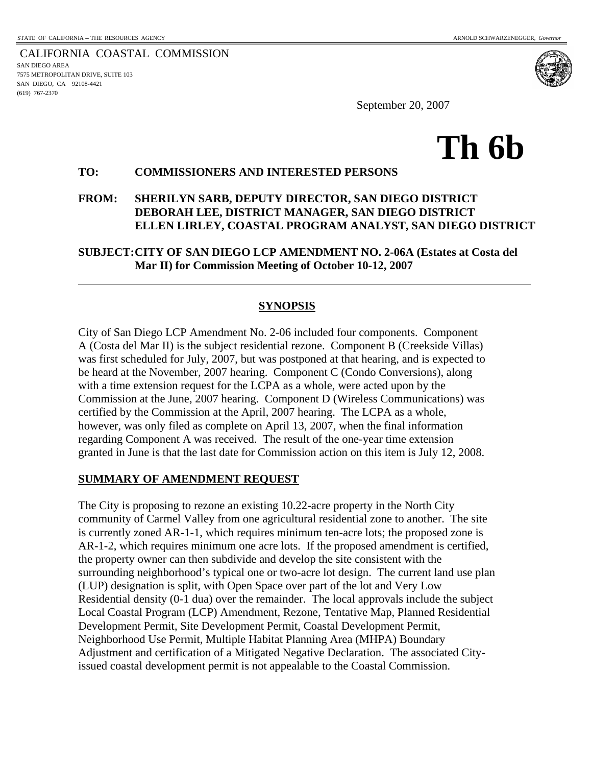STATE OF CALIFORNIA -- THE RESOURCES AGENCY ARNOLD SCHWARZENEGGER, *Governor*

CALIFORNIA COASTAL COMMISSION
SAN DIEGO AREA
7575 METROPOLITAN DRIVE, SUITE 103
SAN DIEGO, CA 92108-4421
(619) 767-2370

September 20, 2007

# Th 6b

**TO: COMMISSIONERS AND INTERESTED PERSONS**

**FROM: SHERILYN SARB, DEPUTY DIRECTOR, SAN DIEGO DISTRICT**
**DEBORAH LEE, DISTRICT MANAGER, SAN DIEGO DISTRICT**
**ELLEN LIRLEY, COASTAL PROGRAM ANALYST, SAN DIEGO DISTRICT**

**SUBJECT: CITY OF SAN DIEGO LCP AMENDMENT NO. 2-06A (Estates at Costa del Mar II) for Commission Meeting of October 10-12, 2007**

---

## SYNOPSIS

City of San Diego LCP Amendment No. 2-06 included four components. Component A (Costa del Mar II) is the subject residential rezone. Component B (Creekside Villas) was first scheduled for July, 2007, but was postponed at that hearing, and is expected to be heard at the November, 2007 hearing. Component C (Condo Conversions), along with a time extension request for the LCPA as a whole, were acted upon by the Commission at the June, 2007 hearing. Component D (Wireless Communications) was certified by the Commission at the April, 2007 hearing. The LCPA as a whole, however, was only filed as complete on April 13, 2007, when the final information regarding Component A was received. The result of the one-year time extension granted in June is that the last date for Commission action on this item is July 12, 2008.

## SUMMARY OF AMENDMENT REQUEST

The City is proposing to rezone an existing 10.22-acre property in the North City community of Carmel Valley from one agricultural residential zone to another. The site is currently zoned AR-1-1, which requires minimum ten-acre lots; the proposed zone is AR-1-2, which requires minimum one acre lots. If the proposed amendment is certified, the property owner can then subdivide and develop the site consistent with the surrounding neighborhood's typical one or two-acre lot design. The current land use plan (LUP) designation is split, with Open Space over part of the lot and Very Low Residential density (0-1 dua) over the remainder. The local approvals include the subject Local Coastal Program (LCP) Amendment, Rezone, Tentative Map, Planned Residential Development Permit, Site Development Permit, Coastal Development Permit, Neighborhood Use Permit, Multiple Habitat Planning Area (MHPA) Boundary Adjustment and certification of a Mitigated Negative Declaration. The associated City-issued coastal development permit is not appealable to the Coastal Commission.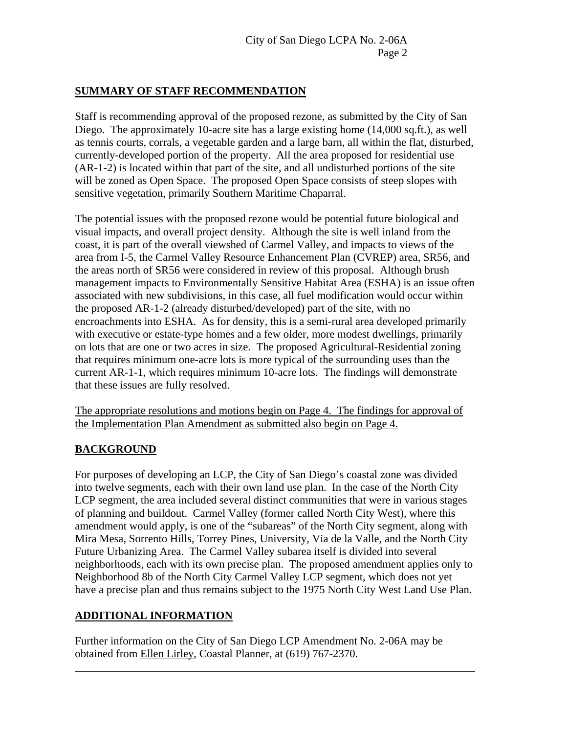## SUMMARY OF STAFF RECOMMENDATION

Staff is recommending approval of the proposed rezone, as submitted by the City of San Diego. The approximately 10-acre site has a large existing home (14,000 sq.ft.), as well as tennis courts, corrals, a vegetable garden and a large barn, all within the flat, disturbed, currently-developed portion of the property. All the area proposed for residential use (AR-1-2) is located within that part of the site, and all undisturbed portions of the site will be zoned as Open Space. The proposed Open Space consists of steep slopes with sensitive vegetation, primarily Southern Maritime Chaparral.

The potential issues with the proposed rezone would be potential future biological and visual impacts, and overall project density. Although the site is well inland from the coast, it is part of the overall viewshed of Carmel Valley, and impacts to views of the area from I-5, the Carmel Valley Resource Enhancement Plan (CVREP) area, SR56, and the areas north of SR56 were considered in review of this proposal. Although brush management impacts to Environmentally Sensitive Habitat Area (ESHA) is an issue often associated with new subdivisions, in this case, all fuel modification would occur within the proposed AR-1-2 (already disturbed/developed) part of the site, with no encroachments into ESHA. As for density, this is a semi-rural area developed primarily with executive or estate-type homes and a few older, more modest dwellings, primarily on lots that are one or two acres in size. The proposed Agricultural-Residential zoning that requires minimum one-acre lots is more typical of the surrounding uses than the current AR-1-1, which requires minimum 10-acre lots. The findings will demonstrate that these issues are fully resolved.

The appropriate resolutions and motions begin on Page 4. The findings for approval of the Implementation Plan Amendment as submitted also begin on Page 4.

## BACKGROUND

For purposes of developing an LCP, the City of San Diego's coastal zone was divided into twelve segments, each with their own land use plan. In the case of the North City LCP segment, the area included several distinct communities that were in various stages of planning and buildout. Carmel Valley (former called North City West), where this amendment would apply, is one of the "subareas" of the North City segment, along with Mira Mesa, Sorrento Hills, Torrey Pines, University, Via de la Valle, and the North City Future Urbanizing Area. The Carmel Valley subarea itself is divided into several neighborhoods, each with its own precise plan. The proposed amendment applies only to Neighborhood 8b of the North City Carmel Valley LCP segment, which does not yet have a precise plan and thus remains subject to the 1975 North City West Land Use Plan.

## ADDITIONAL INFORMATION

Further information on the City of San Diego LCP Amendment No. 2-06A may be obtained from Ellen Lirley, Coastal Planner, at (619) 767-2370.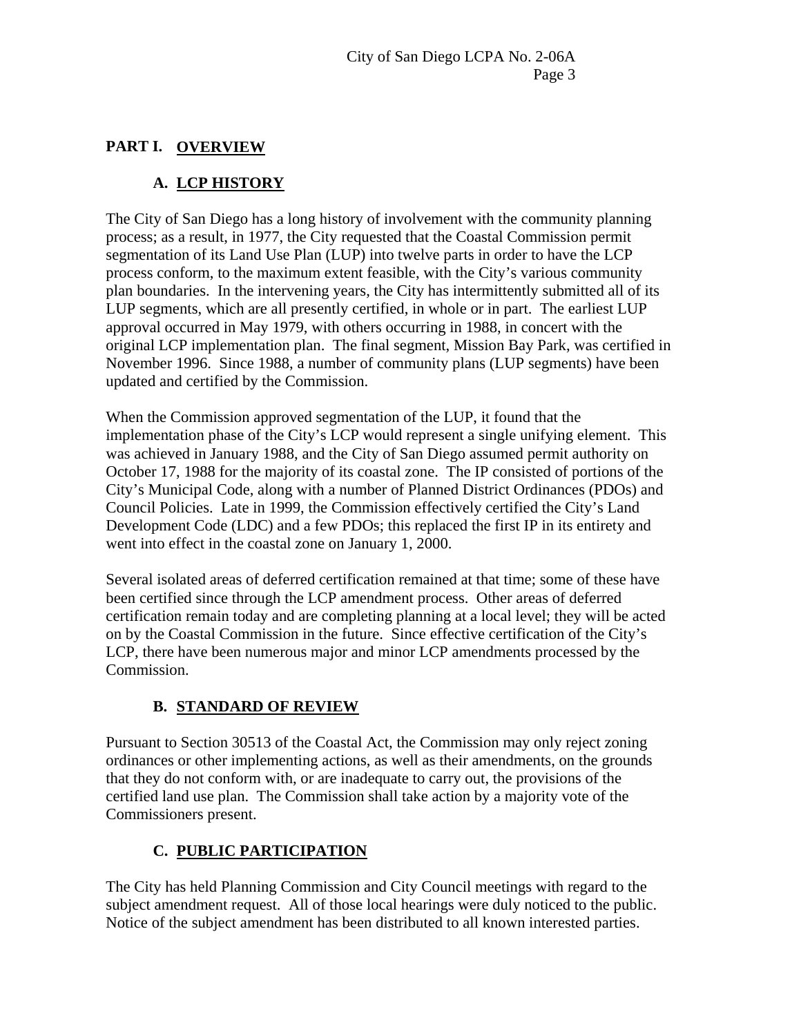## PART I. OVERVIEW

### A. LCP HISTORY

The City of San Diego has a long history of involvement with the community planning process; as a result, in 1977, the City requested that the Coastal Commission permit segmentation of its Land Use Plan (LUP) into twelve parts in order to have the LCP process conform, to the maximum extent feasible, with the City's various community plan boundaries. In the intervening years, the City has intermittently submitted all of its LUP segments, which are all presently certified, in whole or in part. The earliest LUP approval occurred in May 1979, with others occurring in 1988, in concert with the original LCP implementation plan. The final segment, Mission Bay Park, was certified in November 1996. Since 1988, a number of community plans (LUP segments) have been updated and certified by the Commission.

When the Commission approved segmentation of the LUP, it found that the implementation phase of the City's LCP would represent a single unifying element. This was achieved in January 1988, and the City of San Diego assumed permit authority on October 17, 1988 for the majority of its coastal zone. The IP consisted of portions of the City's Municipal Code, along with a number of Planned District Ordinances (PDOs) and Council Policies. Late in 1999, the Commission effectively certified the City's Land Development Code (LDC) and a few PDOs; this replaced the first IP in its entirety and went into effect in the coastal zone on January 1, 2000.

Several isolated areas of deferred certification remained at that time; some of these have been certified since through the LCP amendment process. Other areas of deferred certification remain today and are completing planning at a local level; they will be acted on by the Coastal Commission in the future. Since effective certification of the City's LCP, there have been numerous major and minor LCP amendments processed by the Commission.

### B. STANDARD OF REVIEW

Pursuant to Section 30513 of the Coastal Act, the Commission may only reject zoning ordinances or other implementing actions, as well as their amendments, on the grounds that they do not conform with, or are inadequate to carry out, the provisions of the certified land use plan. The Commission shall take action by a majority vote of the Commissioners present.

### C. PUBLIC PARTICIPATION

The City has held Planning Commission and City Council meetings with regard to the subject amendment request. All of those local hearings were duly noticed to the public. Notice of the subject amendment has been distributed to all known interested parties.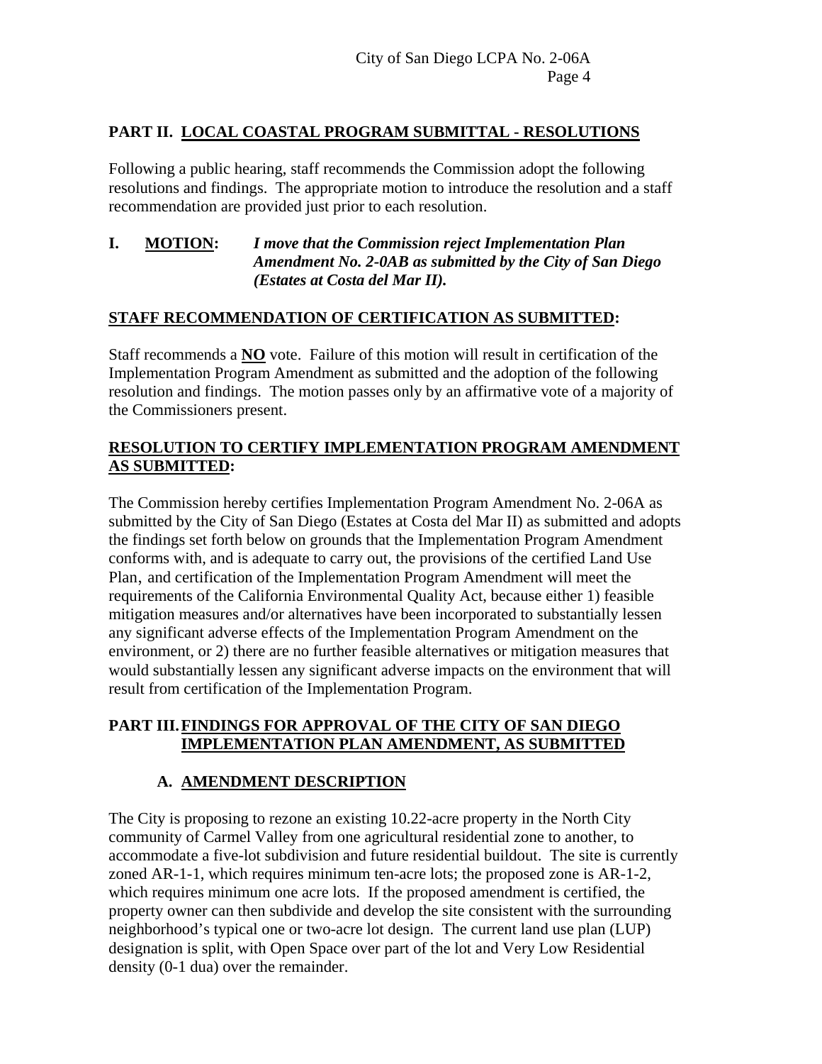## PART II. LOCAL COASTAL PROGRAM SUBMITTAL - RESOLUTIONS

Following a public hearing, staff recommends the Commission adopt the following resolutions and findings. The appropriate motion to introduce the resolution and a staff recommendation are provided just prior to each resolution.

**I. MOTION:** ***I move that the Commission reject Implementation Plan Amendment No. 2-0AB as submitted by the City of San Diego (Estates at Costa del Mar II).***

**STAFF RECOMMENDATION OF CERTIFICATION AS SUBMITTED:**

Staff recommends a **NO** vote. Failure of this motion will result in certification of the Implementation Program Amendment as submitted and the adoption of the following resolution and findings. The motion passes only by an affirmative vote of a majority of the Commissioners present.

**RESOLUTION TO CERTIFY IMPLEMENTATION PROGRAM AMENDMENT AS SUBMITTED:**

The Commission hereby certifies Implementation Program Amendment No. 2-06A as submitted by the City of San Diego (Estates at Costa del Mar II) as submitted and adopts the findings set forth below on grounds that the Implementation Program Amendment conforms with, and is adequate to carry out, the provisions of the certified Land Use Plan, and certification of the Implementation Program Amendment will meet the requirements of the California Environmental Quality Act, because either 1) feasible mitigation measures and/or alternatives have been incorporated to substantially lessen any significant adverse effects of the Implementation Program Amendment on the environment, or 2) there are no further feasible alternatives or mitigation measures that would substantially lessen any significant adverse impacts on the environment that will result from certification of the Implementation Program.

## PART III. FINDINGS FOR APPROVAL OF THE CITY OF SAN DIEGO IMPLEMENTATION PLAN AMENDMENT, AS SUBMITTED

### A. AMENDMENT DESCRIPTION

The City is proposing to rezone an existing 10.22-acre property in the North City community of Carmel Valley from one agricultural residential zone to another, to accommodate a five-lot subdivision and future residential buildout. The site is currently zoned AR-1-1, which requires minimum ten-acre lots; the proposed zone is AR-1-2, which requires minimum one acre lots. If the proposed amendment is certified, the property owner can then subdivide and develop the site consistent with the surrounding neighborhood's typical one or two-acre lot design. The current land use plan (LUP) designation is split, with Open Space over part of the lot and Very Low Residential density (0-1 dua) over the remainder.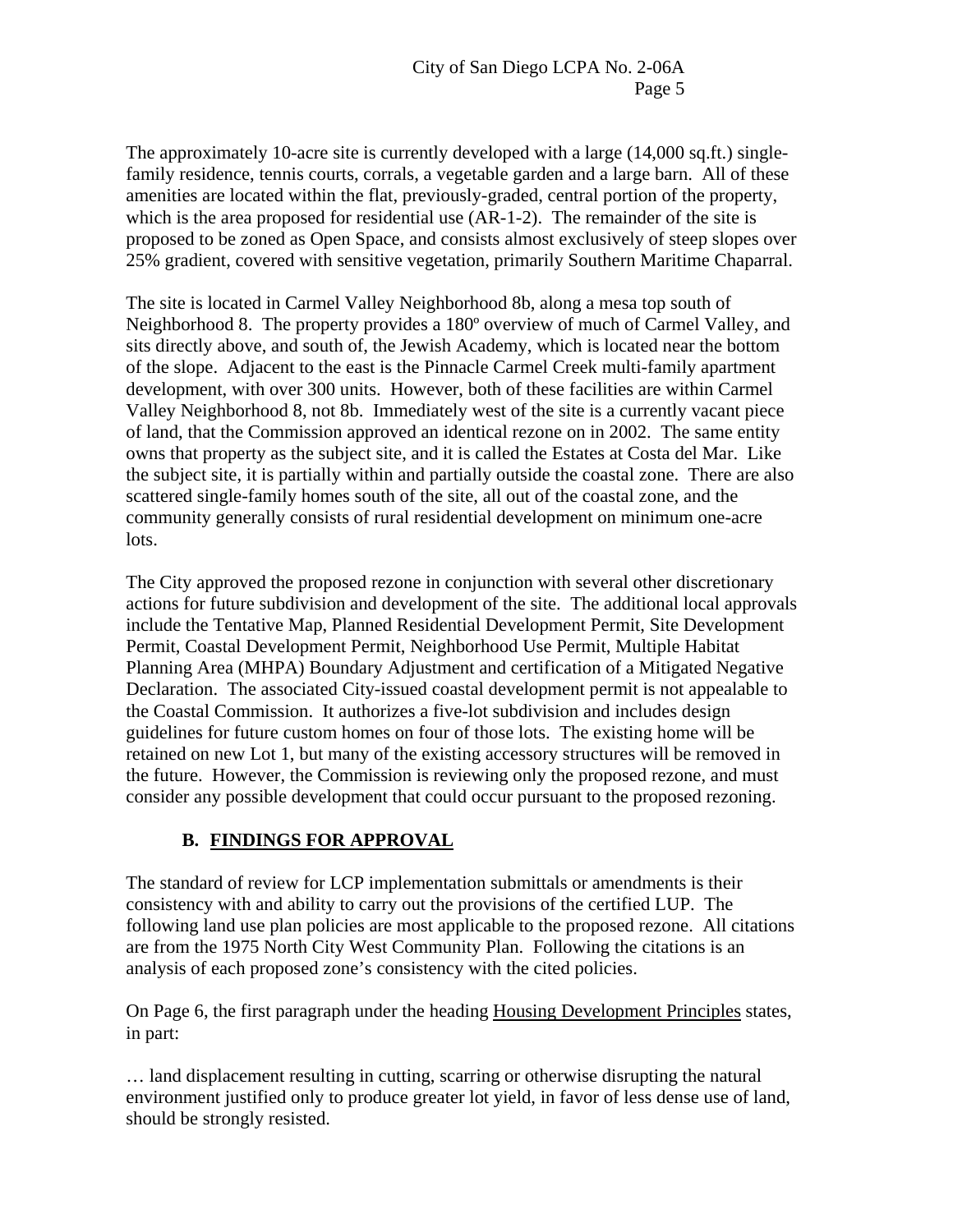The approximately 10-acre site is currently developed with a large (14,000 sq.ft.) single-family residence, tennis courts, corrals, a vegetable garden and a large barn. All of these amenities are located within the flat, previously-graded, central portion of the property, which is the area proposed for residential use (AR-1-2). The remainder of the site is proposed to be zoned as Open Space, and consists almost exclusively of steep slopes over 25% gradient, covered with sensitive vegetation, primarily Southern Maritime Chaparral.

The site is located in Carmel Valley Neighborhood 8b, along a mesa top south of Neighborhood 8. The property provides a 180º overview of much of Carmel Valley, and sits directly above, and south of, the Jewish Academy, which is located near the bottom of the slope. Adjacent to the east is the Pinnacle Carmel Creek multi-family apartment development, with over 300 units. However, both of these facilities are within Carmel Valley Neighborhood 8, not 8b. Immediately west of the site is a currently vacant piece of land, that the Commission approved an identical rezone on in 2002. The same entity owns that property as the subject site, and it is called the Estates at Costa del Mar. Like the subject site, it is partially within and partially outside the coastal zone. There are also scattered single-family homes south of the site, all out of the coastal zone, and the community generally consists of rural residential development on minimum one-acre lots.

The City approved the proposed rezone in conjunction with several other discretionary actions for future subdivision and development of the site. The additional local approvals include the Tentative Map, Planned Residential Development Permit, Site Development Permit, Coastal Development Permit, Neighborhood Use Permit, Multiple Habitat Planning Area (MHPA) Boundary Adjustment and certification of a Mitigated Negative Declaration. The associated City-issued coastal development permit is not appealable to the Coastal Commission. It authorizes a five-lot subdivision and includes design guidelines for future custom homes on four of those lots. The existing home will be retained on new Lot 1, but many of the existing accessory structures will be removed in the future. However, the Commission is reviewing only the proposed rezone, and must consider any possible development that could occur pursuant to the proposed rezoning.

## B. FINDINGS FOR APPROVAL

The standard of review for LCP implementation submittals or amendments is their consistency with and ability to carry out the provisions of the certified LUP. The following land use plan policies are most applicable to the proposed rezone. All citations are from the 1975 North City West Community Plan. Following the citations is an analysis of each proposed zone's consistency with the cited policies.

On Page 6, the first paragraph under the heading Housing Development Principles states, in part:

… land displacement resulting in cutting, scarring or otherwise disrupting the natural environment justified only to produce greater lot yield, in favor of less dense use of land, should be strongly resisted.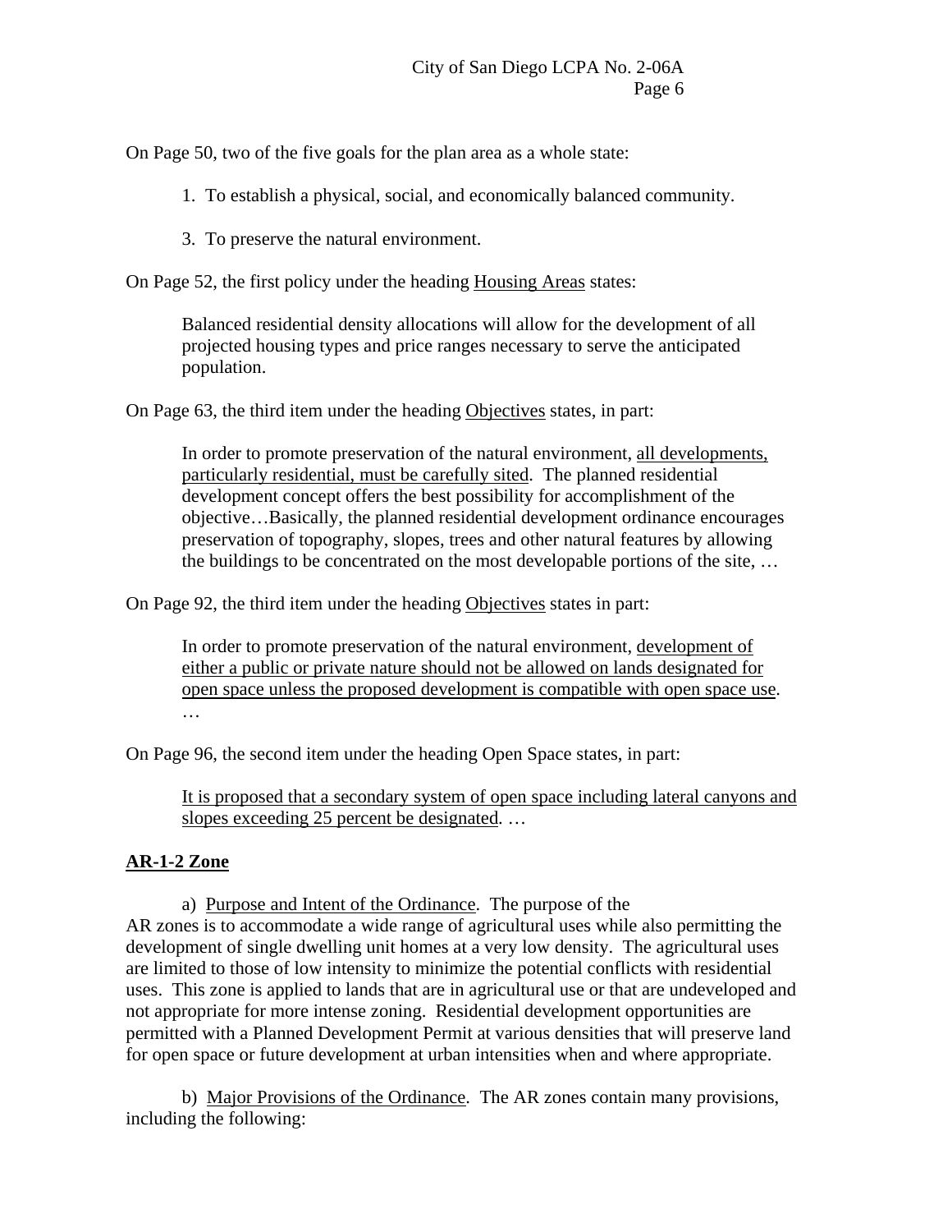On Page 50, two of the five goals for the plan area as a whole state:

> 1. To establish a physical, social, and economically balanced community.
>
> 3. To preserve the natural environment.

On Page 52, the first policy under the heading <u>Housing Areas</u> states:

> Balanced residential density allocations will allow for the development of all projected housing types and price ranges necessary to serve the anticipated population.

On Page 63, the third item under the heading <u>Objectives</u> states, in part:

> In order to promote preservation of the natural environment, <u>all developments, particularly residential, must be carefully sited</u>. The planned residential development concept offers the best possibility for accomplishment of the objective…Basically, the planned residential development ordinance encourages preservation of topography, slopes, trees and other natural features by allowing the buildings to be concentrated on the most developable portions of the site, …

On Page 92, the third item under the heading <u>Objectives</u> states in part:

> In order to promote preservation of the natural environment, <u>development of either a public or private nature should not be allowed on lands designated for open space unless the proposed development is compatible with open space use</u>. …

On Page 96, the second item under the heading Open Space states, in part:

> <u>It is proposed that a secondary system of open space including lateral canyons and slopes exceeding 25 percent be designated</u>. …

**<u>AR-1-2 Zone</u>**

a) <u>Purpose and Intent of the Ordinance</u>. The purpose of the AR zones is to accommodate a wide range of agricultural uses while also permitting the development of single dwelling unit homes at a very low density. The agricultural uses are limited to those of low intensity to minimize the potential conflicts with residential uses. This zone is applied to lands that are in agricultural use or that are undeveloped and not appropriate for more intense zoning. Residential development opportunities are permitted with a Planned Development Permit at various densities that will preserve land for open space or future development at urban intensities when and where appropriate.

b) <u>Major Provisions of the Ordinance</u>. The AR zones contain many provisions, including the following: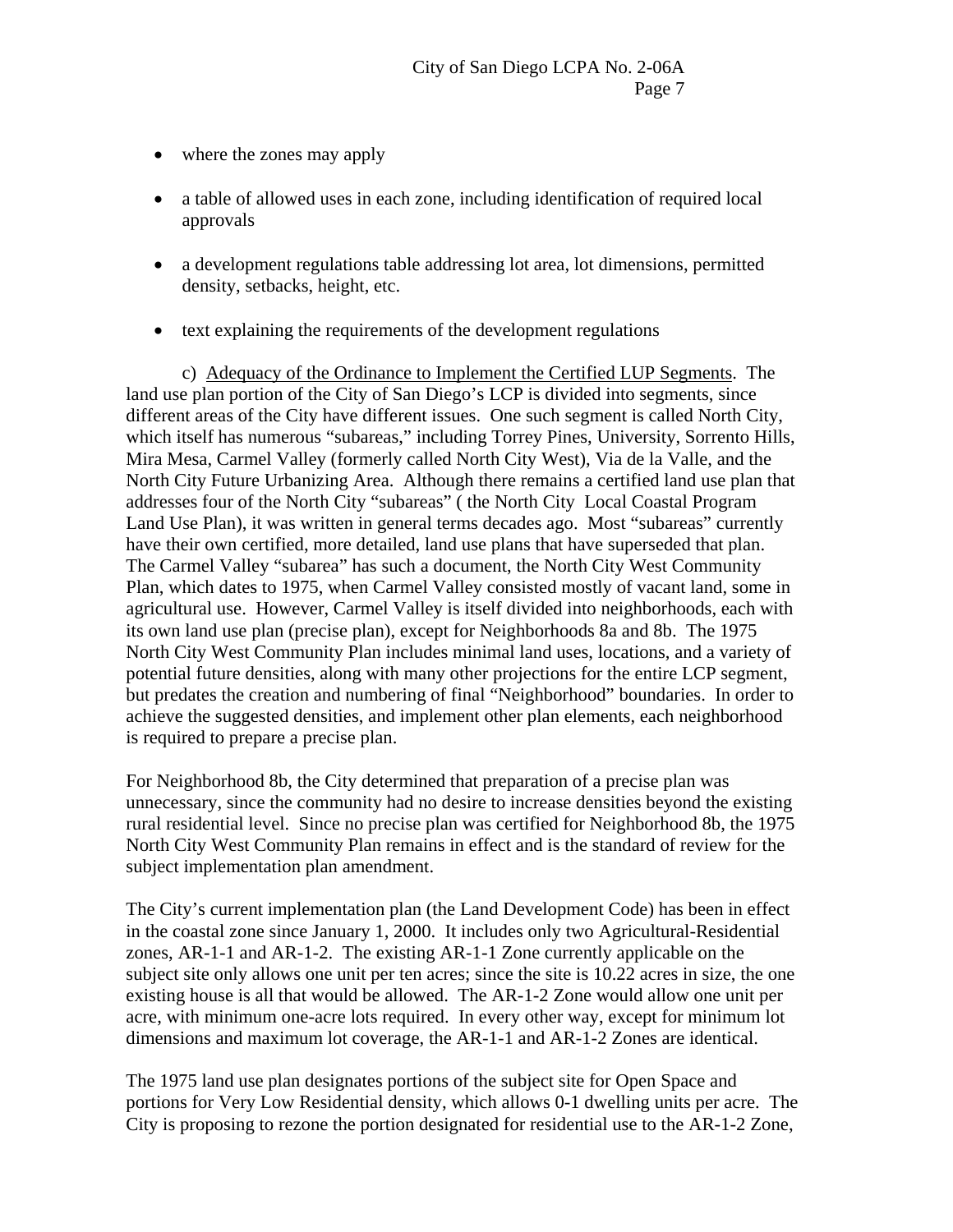- where the zones may apply
- a table of allowed uses in each zone, including identification of required local approvals
- a development regulations table addressing lot area, lot dimensions, permitted density, setbacks, height, etc.
- text explaining the requirements of the development regulations

c) Adequacy of the Ordinance to Implement the Certified LUP Segments. The land use plan portion of the City of San Diego's LCP is divided into segments, since different areas of the City have different issues. One such segment is called North City, which itself has numerous "subareas," including Torrey Pines, University, Sorrento Hills, Mira Mesa, Carmel Valley (formerly called North City West), Via de la Valle, and the North City Future Urbanizing Area. Although there remains a certified land use plan that addresses four of the North City "subareas" ( the North City Local Coastal Program Land Use Plan), it was written in general terms decades ago. Most "subareas" currently have their own certified, more detailed, land use plans that have superseded that plan. The Carmel Valley "subarea" has such a document, the North City West Community Plan, which dates to 1975, when Carmel Valley consisted mostly of vacant land, some in agricultural use. However, Carmel Valley is itself divided into neighborhoods, each with its own land use plan (precise plan), except for Neighborhoods 8a and 8b. The 1975 North City West Community Plan includes minimal land uses, locations, and a variety of potential future densities, along with many other projections for the entire LCP segment, but predates the creation and numbering of final "Neighborhood" boundaries. In order to achieve the suggested densities, and implement other plan elements, each neighborhood is required to prepare a precise plan.

For Neighborhood 8b, the City determined that preparation of a precise plan was unnecessary, since the community had no desire to increase densities beyond the existing rural residential level. Since no precise plan was certified for Neighborhood 8b, the 1975 North City West Community Plan remains in effect and is the standard of review for the subject implementation plan amendment.

The City's current implementation plan (the Land Development Code) has been in effect in the coastal zone since January 1, 2000. It includes only two Agricultural-Residential zones, AR-1-1 and AR-1-2. The existing AR-1-1 Zone currently applicable on the subject site only allows one unit per ten acres; since the site is 10.22 acres in size, the one existing house is all that would be allowed. The AR-1-2 Zone would allow one unit per acre, with minimum one-acre lots required. In every other way, except for minimum lot dimensions and maximum lot coverage, the AR-1-1 and AR-1-2 Zones are identical.

The 1975 land use plan designates portions of the subject site for Open Space and portions for Very Low Residential density, which allows 0-1 dwelling units per acre. The City is proposing to rezone the portion designated for residential use to the AR-1-2 Zone,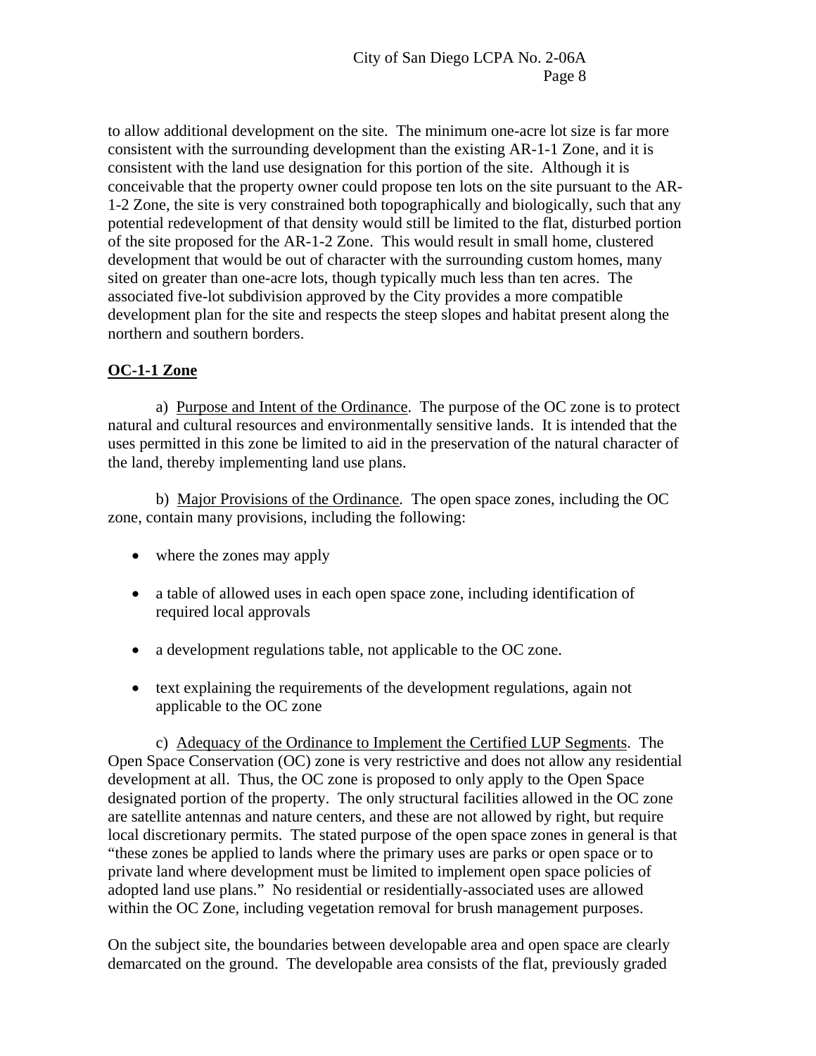to allow additional development on the site. The minimum one-acre lot size is far more consistent with the surrounding development than the existing AR-1-1 Zone, and it is consistent with the land use designation for this portion of the site. Although it is conceivable that the property owner could propose ten lots on the site pursuant to the AR-1-2 Zone, the site is very constrained both topographically and biologically, such that any potential redevelopment of that density would still be limited to the flat, disturbed portion of the site proposed for the AR-1-2 Zone. This would result in small home, clustered development that would be out of character with the surrounding custom homes, many sited on greater than one-acre lots, though typically much less than ten acres. The associated five-lot subdivision approved by the City provides a more compatible development plan for the site and respects the steep slopes and habitat present along the northern and southern borders.

**OC-1-1 Zone**

a) Purpose and Intent of the Ordinance. The purpose of the OC zone is to protect natural and cultural resources and environmentally sensitive lands. It is intended that the uses permitted in this zone be limited to aid in the preservation of the natural character of the land, thereby implementing land use plans.

b) Major Provisions of the Ordinance. The open space zones, including the OC zone, contain many provisions, including the following:

- where the zones may apply
- a table of allowed uses in each open space zone, including identification of required local approvals
- a development regulations table, not applicable to the OC zone.
- text explaining the requirements of the development regulations, again not applicable to the OC zone

c) Adequacy of the Ordinance to Implement the Certified LUP Segments. The Open Space Conservation (OC) zone is very restrictive and does not allow any residential development at all. Thus, the OC zone is proposed to only apply to the Open Space designated portion of the property. The only structural facilities allowed in the OC zone are satellite antennas and nature centers, and these are not allowed by right, but require local discretionary permits. The stated purpose of the open space zones in general is that "these zones be applied to lands where the primary uses are parks or open space or to private land where development must be limited to implement open space policies of adopted land use plans." No residential or residentially-associated uses are allowed within the OC Zone, including vegetation removal for brush management purposes.

On the subject site, the boundaries between developable area and open space are clearly demarcated on the ground. The developable area consists of the flat, previously graded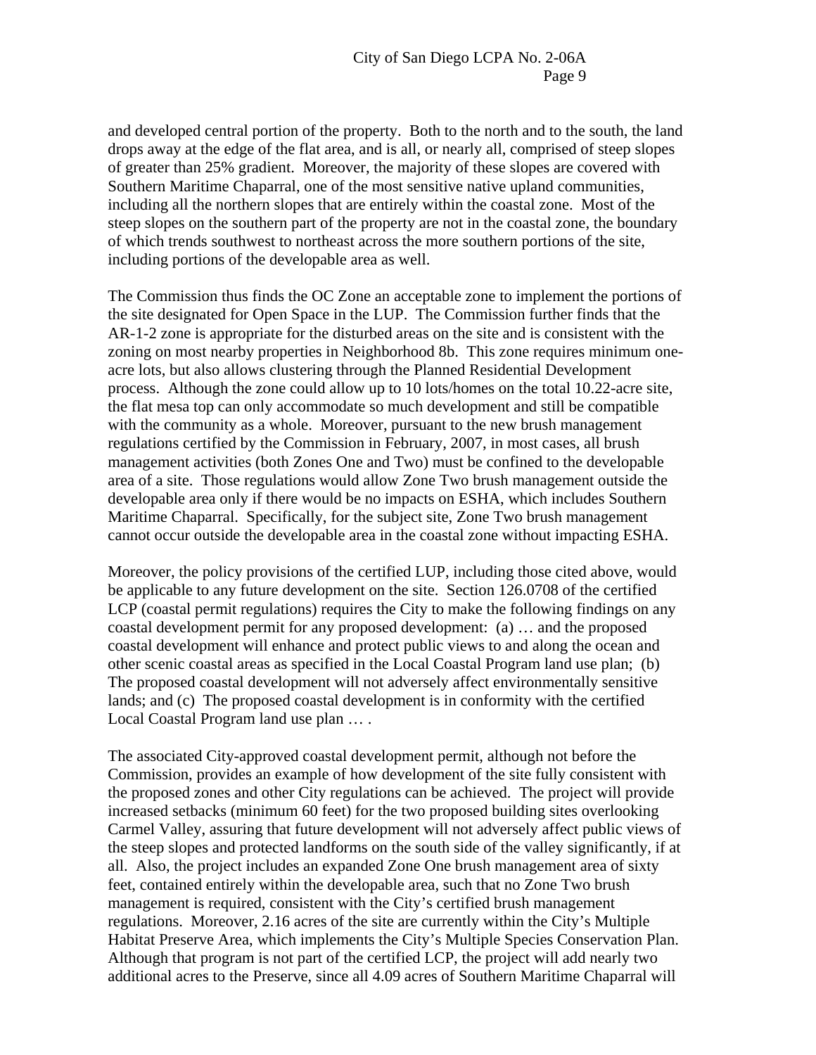and developed central portion of the property. Both to the north and to the south, the land drops away at the edge of the flat area, and is all, or nearly all, comprised of steep slopes of greater than 25% gradient. Moreover, the majority of these slopes are covered with Southern Maritime Chaparral, one of the most sensitive native upland communities, including all the northern slopes that are entirely within the coastal zone. Most of the steep slopes on the southern part of the property are not in the coastal zone, the boundary of which trends southwest to northeast across the more southern portions of the site, including portions of the developable area as well.

The Commission thus finds the OC Zone an acceptable zone to implement the portions of the site designated for Open Space in the LUP. The Commission further finds that the AR-1-2 zone is appropriate for the disturbed areas on the site and is consistent with the zoning on most nearby properties in Neighborhood 8b. This zone requires minimum one-acre lots, but also allows clustering through the Planned Residential Development process. Although the zone could allow up to 10 lots/homes on the total 10.22-acre site, the flat mesa top can only accommodate so much development and still be compatible with the community as a whole. Moreover, pursuant to the new brush management regulations certified by the Commission in February, 2007, in most cases, all brush management activities (both Zones One and Two) must be confined to the developable area of a site. Those regulations would allow Zone Two brush management outside the developable area only if there would be no impacts on ESHA, which includes Southern Maritime Chaparral. Specifically, for the subject site, Zone Two brush management cannot occur outside the developable area in the coastal zone without impacting ESHA.

Moreover, the policy provisions of the certified LUP, including those cited above, would be applicable to any future development on the site. Section 126.0708 of the certified LCP (coastal permit regulations) requires the City to make the following findings on any coastal development permit for any proposed development: (a) … and the proposed coastal development will enhance and protect public views to and along the ocean and other scenic coastal areas as specified in the Local Coastal Program land use plan; (b) The proposed coastal development will not adversely affect environmentally sensitive lands; and (c) The proposed coastal development is in conformity with the certified Local Coastal Program land use plan … .

The associated City-approved coastal development permit, although not before the Commission, provides an example of how development of the site fully consistent with the proposed zones and other City regulations can be achieved. The project will provide increased setbacks (minimum 60 feet) for the two proposed building sites overlooking Carmel Valley, assuring that future development will not adversely affect public views of the steep slopes and protected landforms on the south side of the valley significantly, if at all. Also, the project includes an expanded Zone One brush management area of sixty feet, contained entirely within the developable area, such that no Zone Two brush management is required, consistent with the City's certified brush management regulations. Moreover, 2.16 acres of the site are currently within the City's Multiple Habitat Preserve Area, which implements the City's Multiple Species Conservation Plan. Although that program is not part of the certified LCP, the project will add nearly two additional acres to the Preserve, since all 4.09 acres of Southern Maritime Chaparral will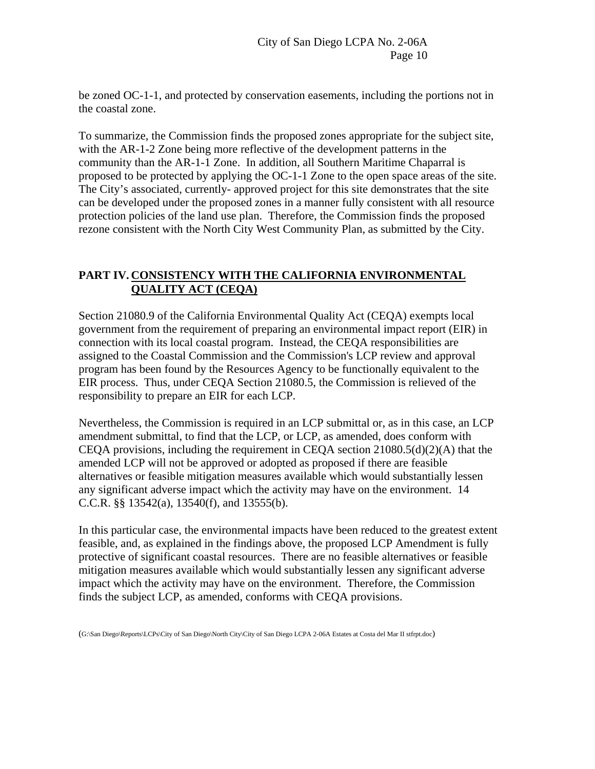be zoned OC-1-1, and protected by conservation easements, including the portions not in the coastal zone.

To summarize, the Commission finds the proposed zones appropriate for the subject site, with the AR-1-2 Zone being more reflective of the development patterns in the community than the AR-1-1 Zone. In addition, all Southern Maritime Chaparral is proposed to be protected by applying the OC-1-1 Zone to the open space areas of the site. The City's associated, currently- approved project for this site demonstrates that the site can be developed under the proposed zones in a manner fully consistent with all resource protection policies of the land use plan. Therefore, the Commission finds the proposed rezone consistent with the North City West Community Plan, as submitted by the City.

## PART IV. CONSISTENCY WITH THE CALIFORNIA ENVIRONMENTAL QUALITY ACT (CEQA)

Section 21080.9 of the California Environmental Quality Act (CEQA) exempts local government from the requirement of preparing an environmental impact report (EIR) in connection with its local coastal program. Instead, the CEQA responsibilities are assigned to the Coastal Commission and the Commission's LCP review and approval program has been found by the Resources Agency to be functionally equivalent to the EIR process. Thus, under CEQA Section 21080.5, the Commission is relieved of the responsibility to prepare an EIR for each LCP.

Nevertheless, the Commission is required in an LCP submittal or, as in this case, an LCP amendment submittal, to find that the LCP, or LCP, as amended, does conform with CEQA provisions, including the requirement in CEQA section 21080.5(d)(2)(A) that the amended LCP will not be approved or adopted as proposed if there are feasible alternatives or feasible mitigation measures available which would substantially lessen any significant adverse impact which the activity may have on the environment. 14 C.C.R. §§ 13542(a), 13540(f), and 13555(b).

In this particular case, the environmental impacts have been reduced to the greatest extent feasible, and, as explained in the findings above, the proposed LCP Amendment is fully protective of significant coastal resources. There are no feasible alternatives or feasible mitigation measures available which would substantially lessen any significant adverse impact which the activity may have on the environment. Therefore, the Commission finds the subject LCP, as amended, conforms with CEQA provisions.

(G:\San Diego\Reports\LCPs\City of San Diego\North City\City of San Diego LCPA 2-06A Estates at Costa del Mar II stfrpt.doc)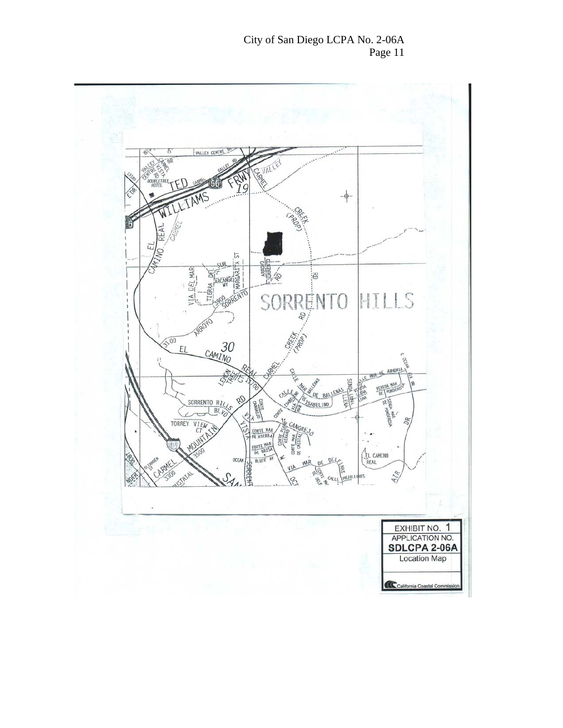EXHIBIT NO. 1

APPLICATION NO.

**SDLCPA 2-06A**

Location Map

California Coastal Commission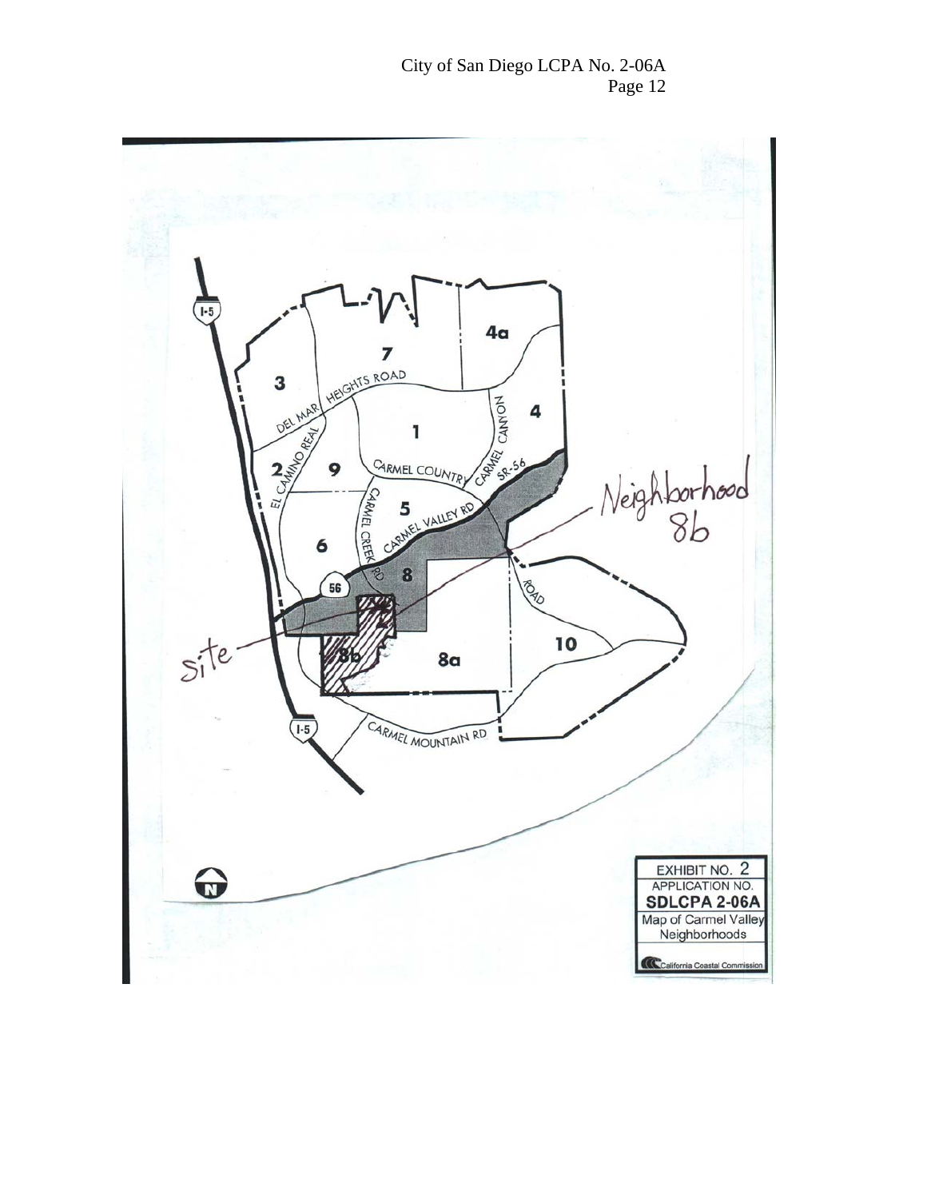EXHIBIT NO. 2

APPLICATION NO.

**SDLCPA 2-06A**

Map of Carmel Valley Neighborhoods

California Coastal Commission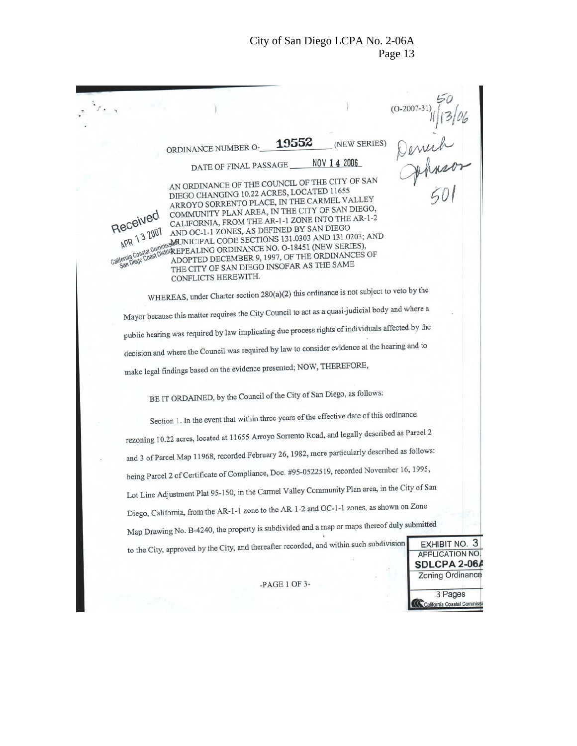(O-2007-31)

ORDINANCE NUMBER O- 19552 (NEW SERIES)

DATE OF FINAL PASSAGE NOV 14 2006

AN ORDINANCE OF THE COUNCIL OF THE CITY OF SAN DIEGO CHANGING 10.22 ACRES, LOCATED 11655 ARROYO SORRENTO PLACE, IN THE CARMEL VALLEY COMMUNITY PLAN AREA, IN THE CITY OF SAN DIEGO, CALIFORNIA, FROM THE AR-1-1 ZONE INTO THE AR-1-2 AND OC-1-1 ZONES, AS DEFINED BY SAN DIEGO MUNICIPAL CODE SECTIONS 131.0303 AND 131.0203; AND REPEALING ORDINANCE NO. O-18451 (NEW SERIES), ADOPTED DECEMBER 9, 1997, OF THE ORDINANCES OF THE CITY OF SAN DIEGO INSOFAR AS THE SAME CONFLICTS HEREWITH.

Received APR 13 2007 California Coastal Commission San Diego Coast District

WHEREAS, under Charter section 280(a)(2) this ordinance is not subject to veto by the Mayor because this matter requires the City Council to act as a quasi-judicial body and where a public hearing was required by law implicating due process rights of individuals affected by the decision and where the Council was required by law to consider evidence at the hearing and to make legal findings based on the evidence presented; NOW, THEREFORE,

BE IT ORDAINED, by the Council of the City of San Diego, as follows:

Section 1. In the event that within three years of the effective date of this ordinance rezoning 10.22 acres, located at 11655 Arroyo Sorrento Road, and legally described as Parcel 2 and 3 of Parcel Map 11968, recorded February 26, 1982, more particularly described as follows: being Parcel 2 of Certificate of Compliance, Doc. #95-0522519, recorded November 16, 1995, Lot Line Adjustment Plat 95-150, in the Carmel Valley Community Plan area, in the City of San Diego, California, from the AR-1-1 zone to the AR-1-2 and OC-1-1 zones, as shown on Zone Map Drawing No. B-4240, the property is subdivided and a map or maps thereof duly submitted to the City, approved by the City, and thereafter recorded, and within such subdivision

EXHIBIT NO. 3
APPLICATION NO. SDLCPA 2-06A
Zoning Ordinance
3 Pages
California Coastal Commission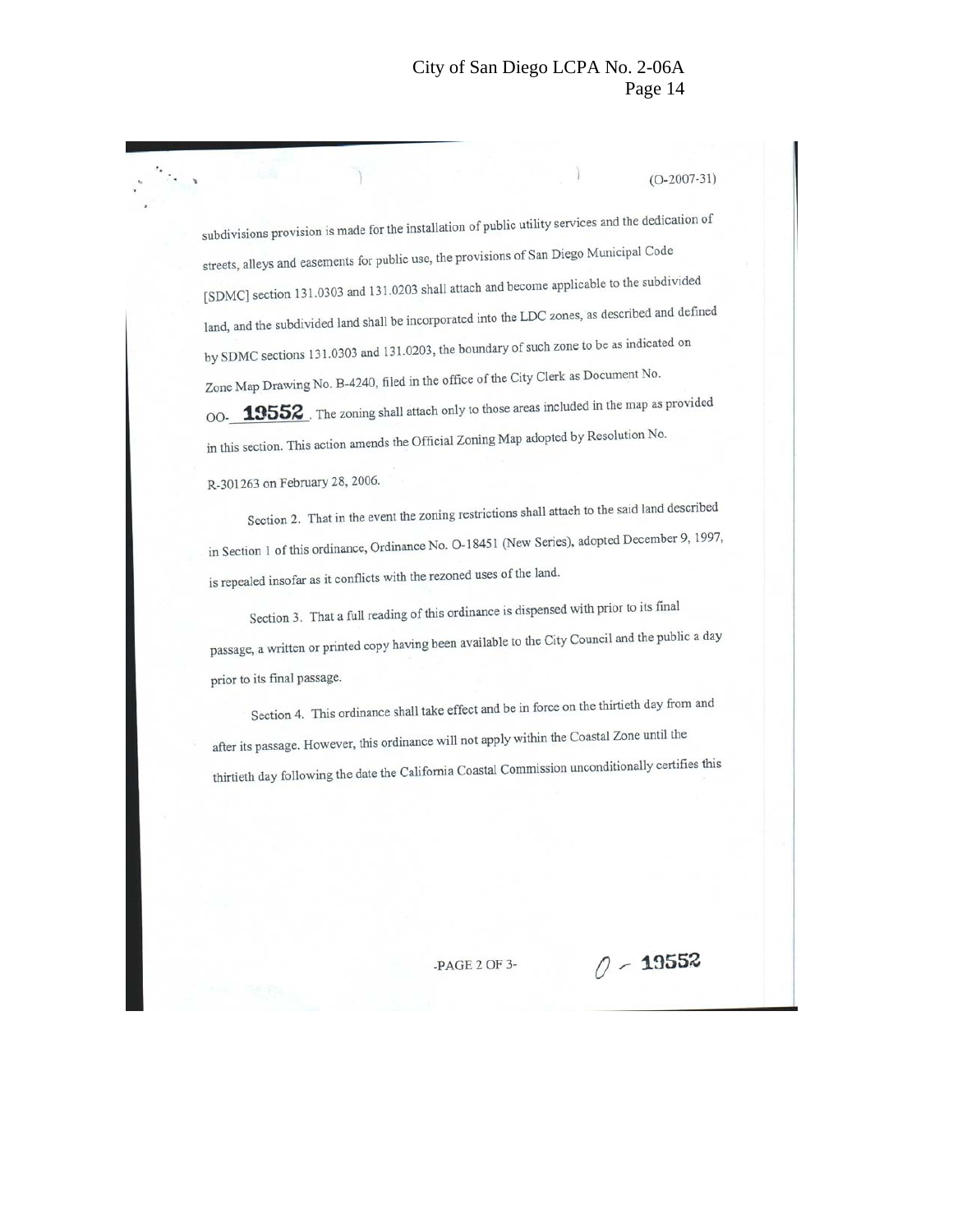(O-2007-31)

subdivisions provision is made for the installation of public utility services and the dedication of streets, alleys and easements for public use, the provisions of San Diego Municipal Code [SDMC] section 131.0303 and 131.0203 shall attach and become applicable to the subdivided land, and the subdivided land shall be incorporated into the LDC zones, as described and defined by SDMC sections 131.0303 and 131.0203, the boundary of such zone to be as indicated on Zone Map Drawing No. B-4240, filed in the office of the City Clerk as Document No. OO- **19552**. The zoning shall attach only to those areas included in the map as provided in this section. This action amends the Official Zoning Map adopted by Resolution No. R-301263 on February 28, 2006.

Section 2. That in the event the zoning restrictions shall attach to the said land described in Section 1 of this ordinance, Ordinance No. O-18451 (New Series), adopted December 9, 1997, is repealed insofar as it conflicts with the rezoned uses of the land.

Section 3. That a full reading of this ordinance is dispensed with prior to its final passage, a written or printed copy having been available to the City Council and the public a day prior to its final passage.

Section 4. This ordinance shall take effect and be in force on the thirtieth day from and after its passage. However, this ordinance will not apply within the Coastal Zone until the thirtieth day following the date the California Coastal Commission unconditionally certifies this

-PAGE 2 OF 3-

O - 19552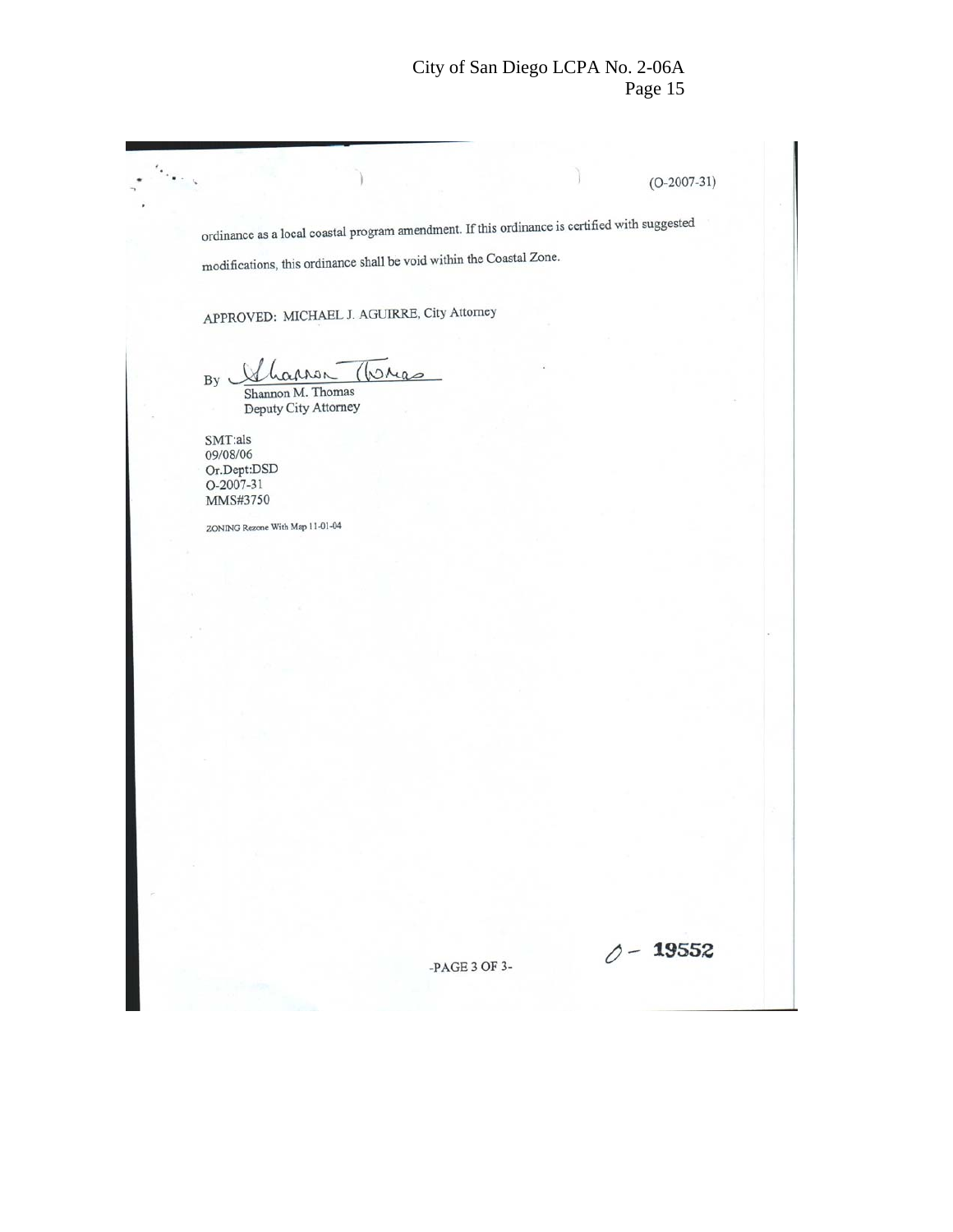(O-2007-31)

ordinance as a local coastal program amendment. If this ordinance is certified with suggested modifications, this ordinance shall be void within the Coastal Zone.

APPROVED: MICHAEL J. AGUIRRE, City Attorney

By Shannon Thomas
Shannon M. Thomas
Deputy City Attorney

SMT:als
09/08/06
Or.Dept:DSD
O-2007-31
MMS#3750

ZONING Rezone With Map 11-01-04

-PAGE 3 OF 3-

O- 19552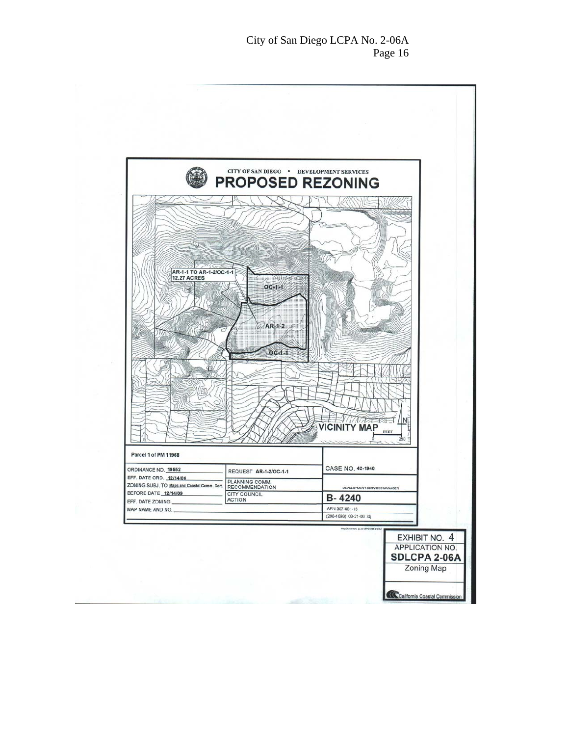CITY OF SAN DIEGO • DEVELOPMENT SERVICES

# PROPOSED REZONING

AR-1-1 TO AR-1-2/OC-1-1
12.27 ACRES

OC-1-1

AR-1-2

OC-1-1

VICINITY MAP

FEET

0 250

Parcel 1 of PM 11968

| ORDINANCE NO. 19552 | REQUEST AR-1-2/OC-1-1 | CASE NO. 42-1940 |
|---|---|---|
| EFF. DATE ORD. 12/14/06 | PLANNING COMM. RECOMMENDATION | DEVELOPMENT SERVICES MANAGER |
| ZONING SUBJ. TO Maps and Coastal Comm. Cert. | | |
| BEFORE DATE 12/14/09 | CITY COUNCIL ACTION | B- 4240 |
| EFF. DATE ZONING | | APN:307-051-16 |
| MAP NAME AND NO. | | (298-1698) 03-21-06 ldj |

EXHIBIT NO. 4
APPLICATION NO.
**SDLCPA 2-06A**
Zoning Map

California Coastal Commission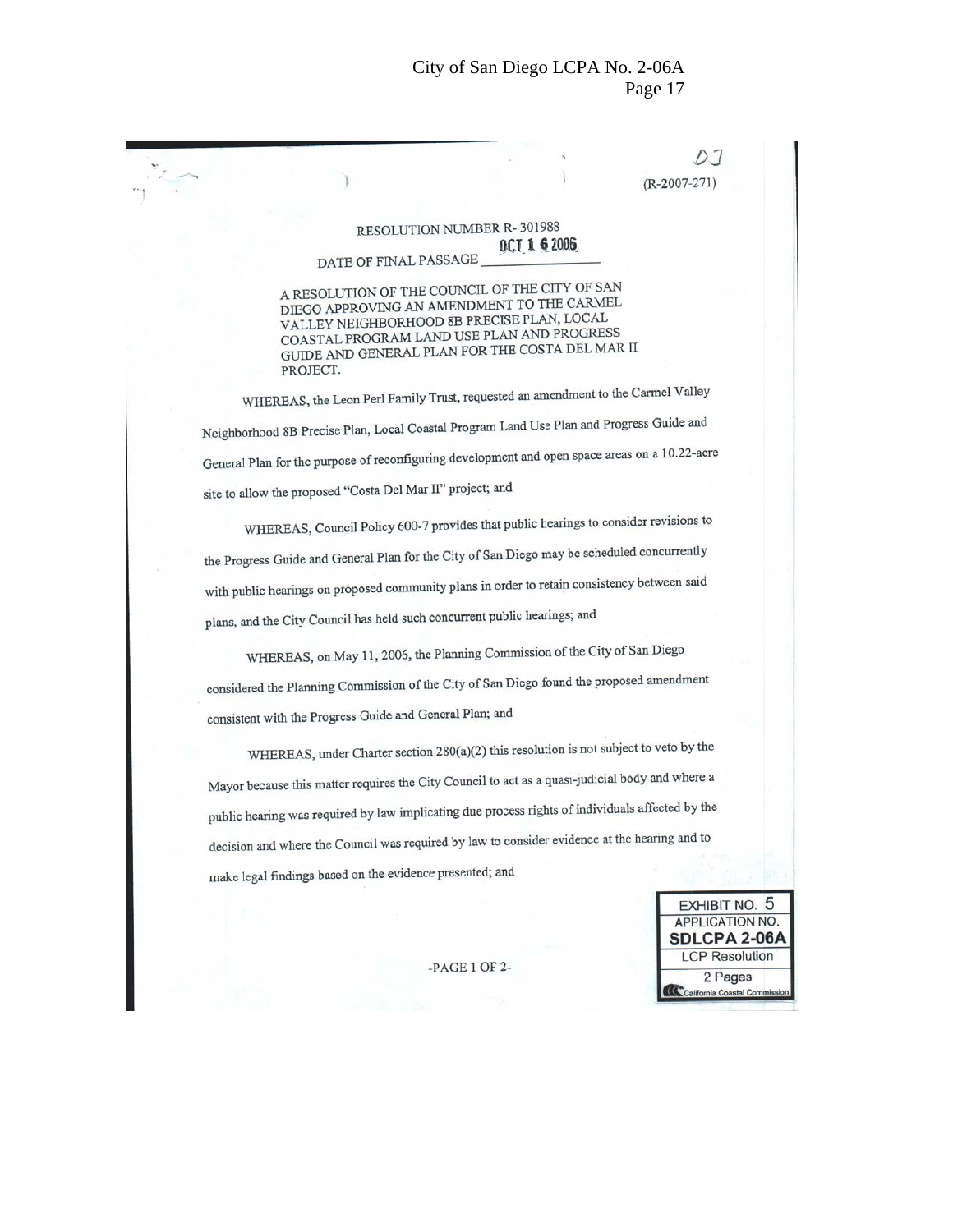DJ

(R-2007-271)

RESOLUTION NUMBER R- 301988

DATE OF FINAL PASSAGE OCT 1 6 2006

A RESOLUTION OF THE COUNCIL OF THE CITY OF SAN DIEGO APPROVING AN AMENDMENT TO THE CARMEL VALLEY NEIGHBORHOOD 8B PRECISE PLAN, LOCAL COASTAL PROGRAM LAND USE PLAN AND PROGRESS GUIDE AND GENERAL PLAN FOR THE COSTA DEL MAR II PROJECT.

WHEREAS, the Leon Perl Family Trust, requested an amendment to the Carmel Valley Neighborhood 8B Precise Plan, Local Coastal Program Land Use Plan and Progress Guide and General Plan for the purpose of reconfiguring development and open space areas on a 10.22-acre site to allow the proposed "Costa Del Mar II" project; and

WHEREAS, Council Policy 600-7 provides that public hearings to consider revisions to the Progress Guide and General Plan for the City of San Diego may be scheduled concurrently with public hearings on proposed community plans in order to retain consistency between said plans, and the City Council has held such concurrent public hearings; and

WHEREAS, on May 11, 2006, the Planning Commission of the City of San Diego considered the Planning Commission of the City of San Diego found the proposed amendment consistent with the Progress Guide and General Plan; and

WHEREAS, under Charter section 280(a)(2) this resolution is not subject to veto by the Mayor because this matter requires the City Council to act as a quasi-judicial body and where a public hearing was required by law implicating due process rights of individuals affected by the decision and where the Council was required by law to consider evidence at the hearing and to make legal findings based on the evidence presented; and

EXHIBIT NO. 5
APPLICATION NO.
**SDLCPA 2-06A**
LCP Resolution
2 Pages
California Coastal Commission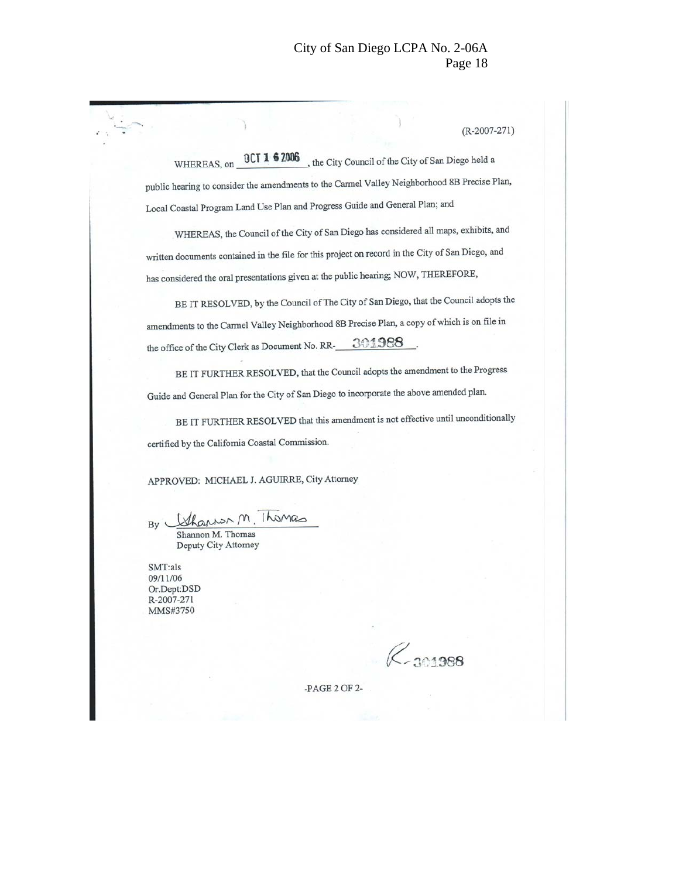(R-2007-271)

WHEREAS, on OCT 16 2006, the City Council of the City of San Diego held a public hearing to consider the amendments to the Carmel Valley Neighborhood 8B Precise Plan, Local Coastal Program Land Use Plan and Progress Guide and General Plan; and

WHEREAS, the Council of the City of San Diego has considered all maps, exhibits, and written documents contained in the file for this project on record in the City of San Diego, and has considered the oral presentations given at the public hearing; NOW, THEREFORE,

BE IT RESOLVED, by the Council of The City of San Diego, that the Council adopts the amendments to the Carmel Valley Neighborhood 8B Precise Plan, a copy of which is on file in the office of the City Clerk as Document No. RR- 301988.

BE IT FURTHER RESOLVED, that the Council adopts the amendment to the Progress Guide and General Plan for the City of San Diego to incorporate the above amended plan.

BE IT FURTHER RESOLVED that this amendment is not effective until unconditionally certified by the California Coastal Commission.

APPROVED: MICHAEL J. AGUIRRE, City Attorney

By Shannon M. Thomas
Shannon M. Thomas
Deputy City Attorney

SMT:als
09/11/06
Or.Dept:DSD
R-2007-271
MMS#3750

R-301988